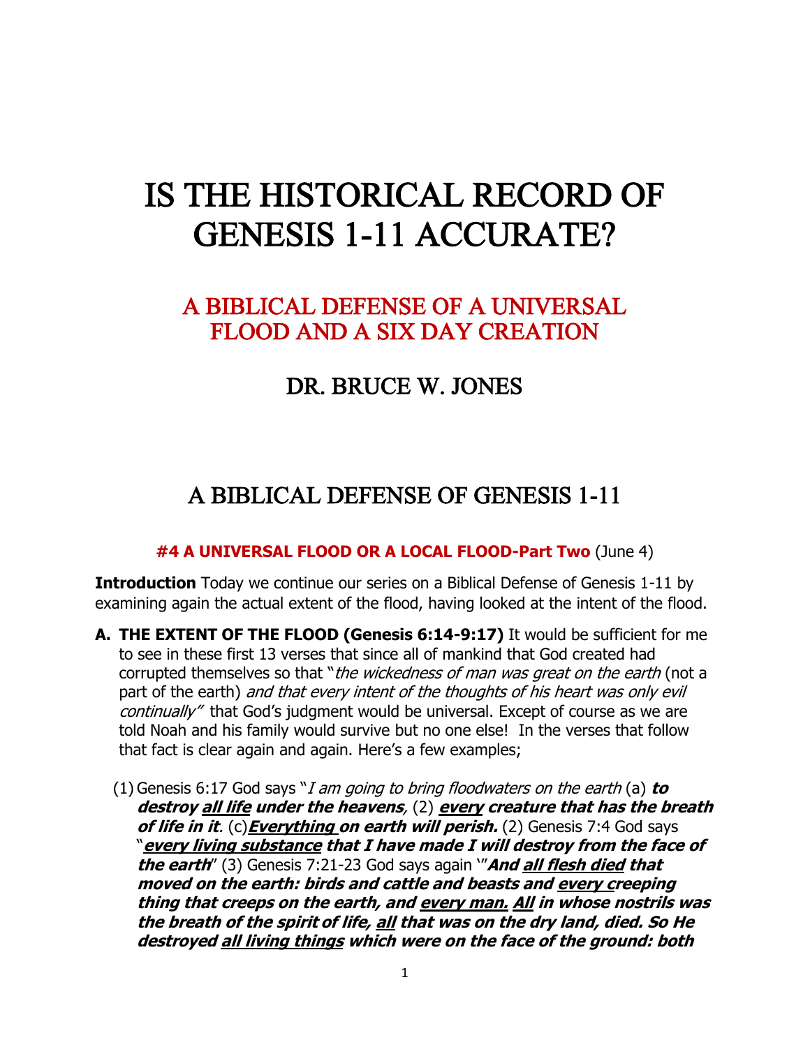# IS THE HISTORICAL RECORD OF GENESIS 1-11 ACCURATE?

## A BIBLICAL DEFENSE OF A UNIVERSAL FLOOD AND A SIX DAY CREATION

## DR. BRUCE W. JONES

## A BIBLICAL DEFENSE OF GENESIS 1-11

**#4 A UNIVERSAL FLOOD OR A LOCAL FLOOD-Part Two** (June 4)

**Introduction** Today we continue our series on a Biblical Defense of Genesis 1-11 by examining again the actual extent of the flood, having looked at the intent of the flood.

**A. THE EXTENT OF THE FLOOD (Genesis 6:14-9:17)** It would be sufficient for me to see in these first 13 verses that since all of mankind that God created had corrupted themselves so that "*the wickedness of man was great on the earth* (not a part of the earth) *and that every intent of the thoughts of his heart was only evil continually"* that God's judgment would be universal. Except of course as we are told Noah and his family would survive but no one else! In the verses that follow that fact is clear again and again. Here's a few examples;

(1) Genesis 6:17 God says "*I am going to bring floodwaters on the earth* (a) ***to destroy <u>all life</u> under the heavens***, (2) ***<u>every</u> creature that has the breath of life in it***. (c)***<u>Everything</u> on earth will perish.*** (2) Genesis 7:4 God says "***<u>every living substance</u> that I have made I will destroy from the face of the earth***" (3) Genesis 7:21-23 God says again '"***And <u>all flesh died</u> that moved on the earth: birds and cattle and beasts and <u>every c</u>reeping thing that creeps on the earth, and <u>every man.</u> <u>All</u> in whose nostrils was the breath of the spirit of life, <u>all</u> that was on the dry land, died. So He destroyed <u>all living things</u> which were on the face of the ground: both***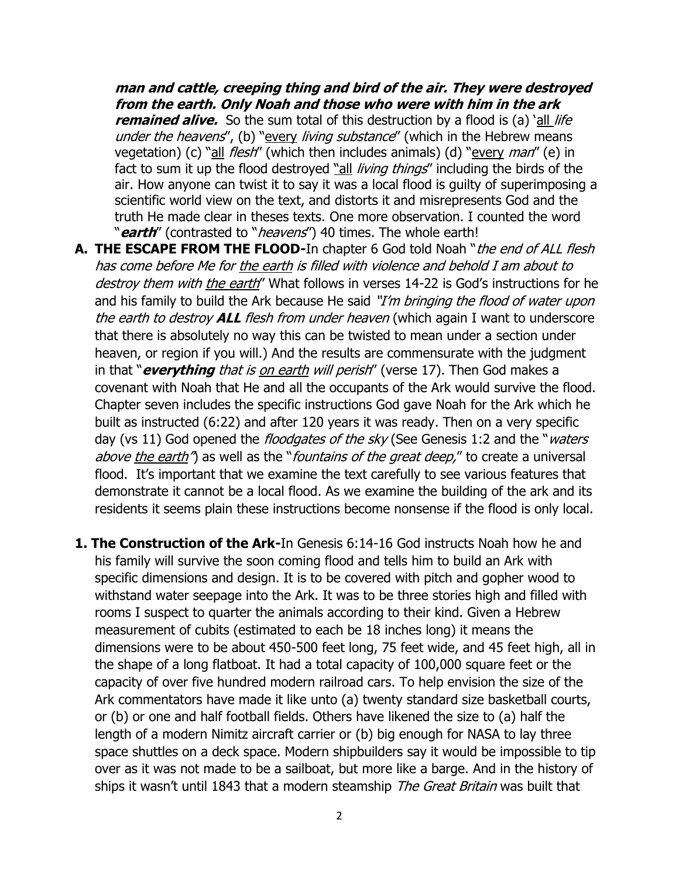***man and cattle, creeping thing and bird of the air. They were destroyed from the earth. Only Noah and those who were with him in the ark remained alive.*** So the sum total of this destruction by a flood is (a) '<u>all</u> *life under the heavens*", (b) "<u>every</u> *living substance*" (which in the Hebrew means vegetation) (c) "<u>all</u> *flesh*" (which then includes animals) (d) "<u>every</u> *man*" (e) in fact to sum it up the flood destroyed "<u>all</u> *living things*" including the birds of the air. How anyone can twist it to say it was a local flood is guilty of superimposing a scientific world view on the text, and distorts it and misrepresents God and the truth He made clear in theses texts. One more observation. I counted the word "***earth***" (contrasted to "*heavens*") 40 times. The whole earth!

**A. THE ESCAPE FROM THE FLOOD-**In chapter 6 God told Noah "*the end of ALL flesh has come before Me for <u>the earth</u> is filled with violence and behold I am about to destroy them with <u>the earth</u>*" What follows in verses 14-22 is God's instructions for he and his family to build the Ark because He said *"I'm bringing the flood of water upon the earth to destroy **ALL** flesh from under heaven* (which again I want to underscore that there is absolutely no way this can be twisted to mean under a section under heaven, or region if you will.) And the results are commensurate with the judgment in that "***everything*** *that is <u>on earth</u> will perish*" (verse 17). Then God makes a covenant with Noah that He and all the occupants of the Ark would survive the flood. Chapter seven includes the specific instructions God gave Noah for the Ark which he built as instructed (6:22) and after 120 years it was ready. Then on a very specific day (vs 11) God opened the *floodgates of the sky* (See Genesis 1:2 and the "*waters above <u>the earth</u>"*) as well as the "*fountains of the great deep,*" to create a universal flood. It's important that we examine the text carefully to see various features that demonstrate it cannot be a local flood. As we examine the building of the ark and its residents it seems plain these instructions become nonsense if the flood is only local.

**1. The Construction of the Ark-**In Genesis 6:14-16 God instructs Noah how he and his family will survive the soon coming flood and tells him to build an Ark with specific dimensions and design. It is to be covered with pitch and gopher wood to withstand water seepage into the Ark. It was to be three stories high and filled with rooms I suspect to quarter the animals according to their kind. Given a Hebrew measurement of cubits (estimated to each be 18 inches long) it means the dimensions were to be about 450-500 feet long, 75 feet wide, and 45 feet high, all in the shape of a long flatboat. It had a total capacity of 100,000 square feet or the capacity of over five hundred modern railroad cars. To help envision the size of the Ark commentators have made it like unto (a) twenty standard size basketball courts, or (b) or one and half football fields. Others have likened the size to (a) half the length of a modern Nimitz aircraft carrier or (b) big enough for NASA to lay three space shuttles on a deck space. Modern shipbuilders say it would be impossible to tip over as it was not made to be a sailboat, but more like a barge. And in the history of ships it wasn't until 1843 that a modern steamship *The Great Britain* was built that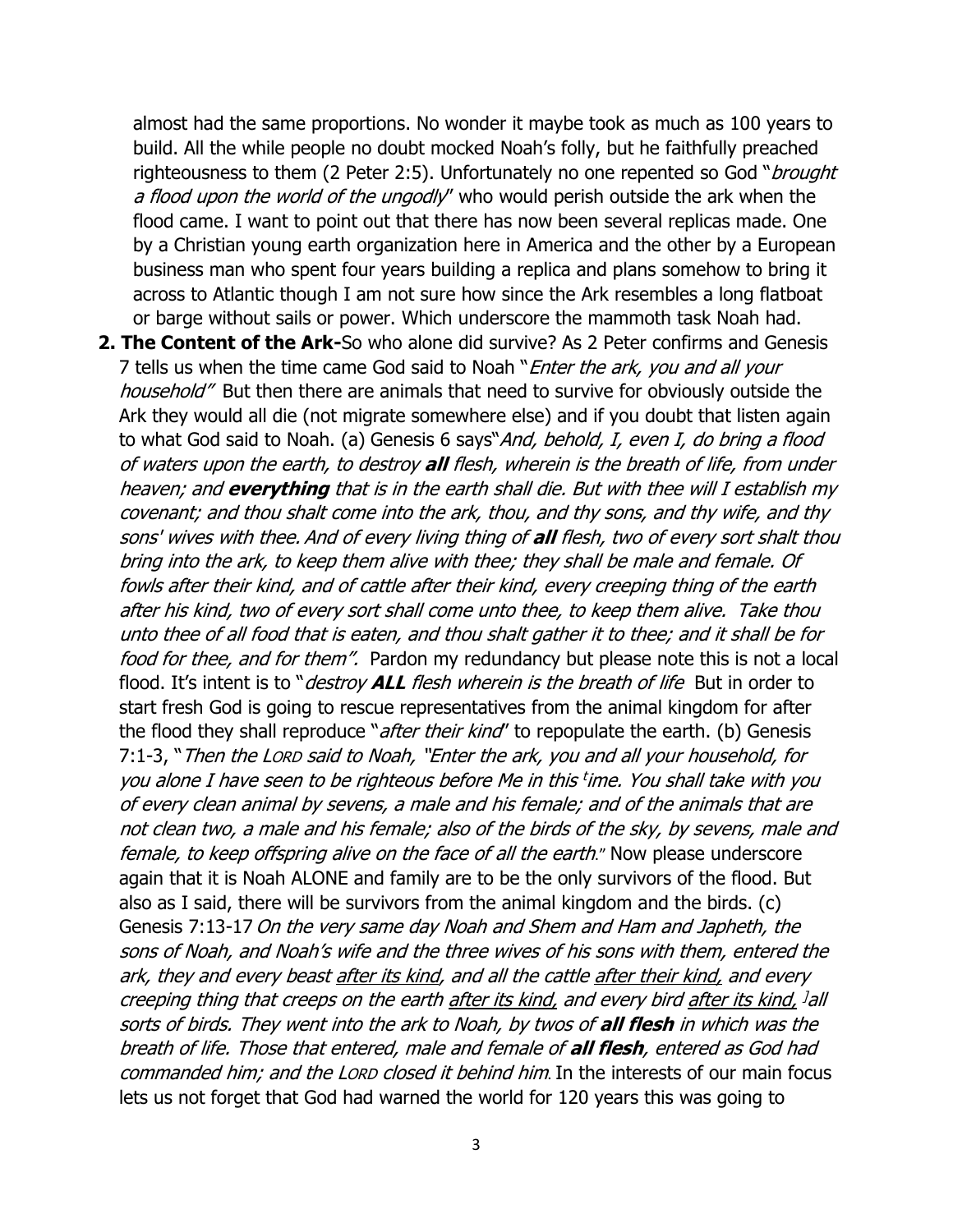almost had the same proportions. No wonder it maybe took as much as 100 years to build. All the while people no doubt mocked Noah's folly, but he faithfully preached righteousness to them (2 Peter 2:5). Unfortunately no one repented so God "*brought a flood upon the world of the ungodly*" who would perish outside the ark when the flood came. I want to point out that there has now been several replicas made. One by a Christian young earth organization here in America and the other by a European business man who spent four years building a replica and plans somehow to bring it across to Atlantic though I am not sure how since the Ark resembles a long flatboat or barge without sails or power. Which underscore the mammoth task Noah had.

2. **The Content of the Ark-**So who alone did survive? As 2 Peter confirms and Genesis 7 tells us when the time came God said to Noah "*Enter the ark, you and all your household"* But then there are animals that need to survive for obviously outside the Ark they would all die (not migrate somewhere else) and if you doubt that listen again to what God said to Noah. (a) Genesis 6 says"*And, behold, I, even I, do bring a flood of waters upon the earth, to destroy **all** flesh, wherein is the breath of life, from under heaven; and **everything** that is in the earth shall die. But with thee will I establish my covenant; and thou shalt come into the ark, thou, and thy sons, and thy wife, and thy sons' wives with thee. And of every living thing of **all** flesh, two of every sort shalt thou bring into the ark, to keep them alive with thee; they shall be male and female. Of fowls after their kind, and of cattle after their kind, every creeping thing of the earth after his kind, two of every sort shall come unto thee, to keep them alive. Take thou unto thee of all food that is eaten, and thou shalt gather it to thee; and it shall be for food for thee, and for them".* Pardon my redundancy but please note this is not a local flood. It's intent is to "*destroy **ALL** flesh wherein is the breath of life* But in order to start fresh God is going to rescue representatives from the animal kingdom for after the flood they shall reproduce "*after their kind*" to repopulate the earth. (b) Genesis 7:1-3, "*Then the LORD said to Noah, "Enter the ark, you and all your household, for you alone I have seen to be righteous before Me in this [t]ime. You shall take with you of every clean animal by sevens, a male and his female; and of the animals that are not clean two, a male and his female; also of the birds of the sky, by sevens, male and female, to keep offspring alive on the face of all the earth*." Now please underscore again that it is Noah ALONE and family are to be the only survivors of the flood. But also as I said, there will be survivors from the animal kingdom and the birds. (c) Genesis 7:13-17 *On the very same day Noah and Shem and Ham and Japheth, the sons of Noah, and Noah's wife and the three wives of his sons with them, entered the ark, they and every beast <u>after its kind</u>, and all the cattle <u>after their kind,</u> and every creeping thing that creeps on the earth <u>after its kind,</u> and every bird <u>after its kind,</u> [j]all sorts of birds. They went into the ark to Noah, by twos of **all flesh** in which was the breath of life. Those that entered, male and female of **all flesh**, entered as God had commanded him; and the LORD closed it behind him.* In the interests of our main focus lets us not forget that God had warned the world for 120 years this was going to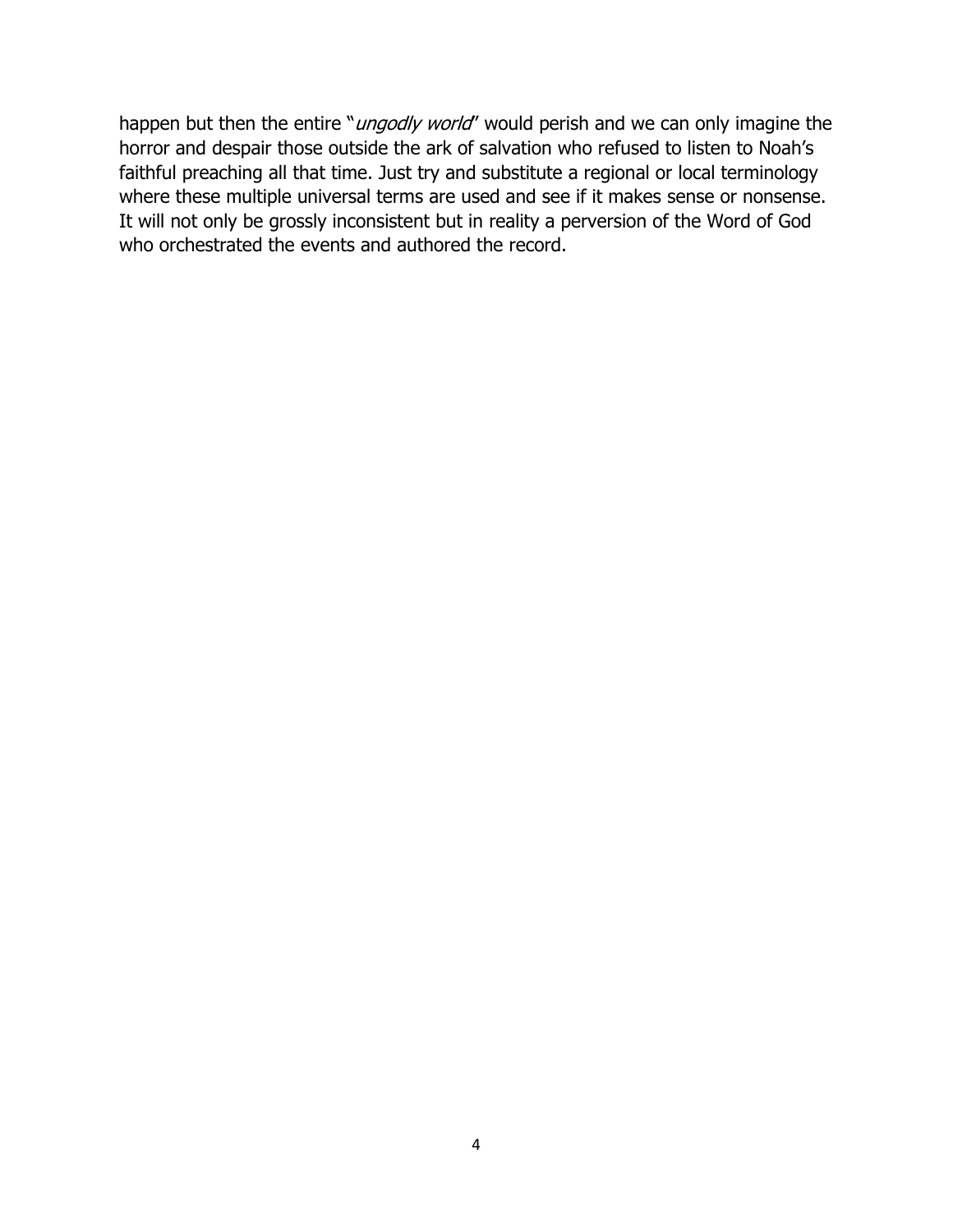happen but then the entire "*ungodly world*" would perish and we can only imagine the horror and despair those outside the ark of salvation who refused to listen to Noah's faithful preaching all that time. Just try and substitute a regional or local terminology where these multiple universal terms are used and see if it makes sense or nonsense. It will not only be grossly inconsistent but in reality a perversion of the Word of God who orchestrated the events and authored the record.